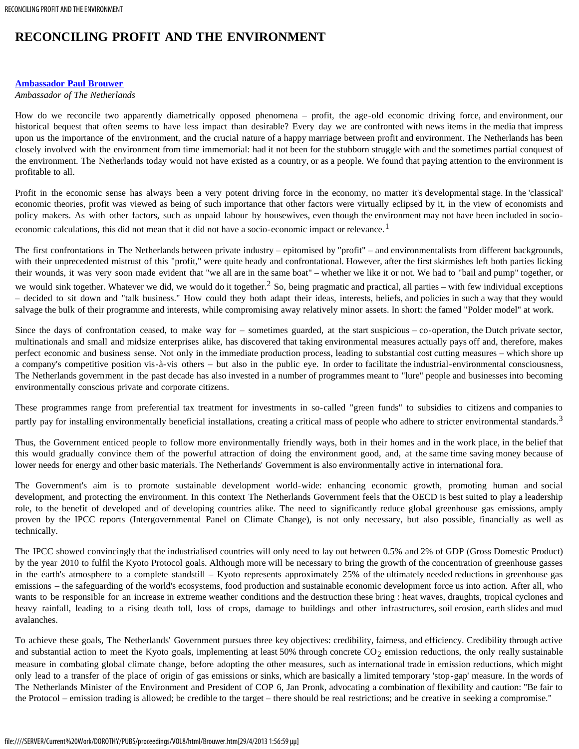# RECONCILING PROFIT AND THE ENVIRONMENT

**Ambassador Paul Brouwer**
*Ambassador of The Netherlands*

How do we reconcile two apparently diametrically opposed phenomena – profit, the age-old economic driving force, and environment, our historical bequest that often seems to have less impact than desirable? Every day we are confronted with news items in the media that impress upon us the importance of the environment, and the crucial nature of a happy marriage between profit and environment. The Netherlands has been closely involved with the environment from time immemorial: had it not been for the stubborn struggle with and the sometimes partial conquest of the environment. The Netherlands today would not have existed as a country, or as a people. We found that paying attention to the environment is profitable to all.

Profit in the economic sense has always been a very potent driving force in the economy, no matter it's developmental stage. In the 'classical' economic theories, profit was viewed as being of such importance that other factors were virtually eclipsed by it, in the view of economists and policy makers. As with other factors, such as unpaid labour by housewives, even though the environment may not have been included in socio-economic calculations, this did not mean that it did not have a socio-economic impact or relevance.[1]

The first confrontations in The Netherlands between private industry – epitomised by "profit" – and environmentalists from different backgrounds, with their unprecedented mistrust of this "profit," were quite heady and confrontational. However, after the first skirmishes left both parties licking their wounds, it was very soon made evident that "we all are in the same boat" – whether we like it or not. We had to "bail and pump" together, or we would sink together. Whatever we did, we would do it together.[2] So, being pragmatic and practical, all parties – with few individual exceptions – decided to sit down and "talk business." How could they both adapt their ideas, interests, beliefs, and policies in such a way that they would salvage the bulk of their programme and interests, while compromising away relatively minor assets. In short: the famed "Polder model" at work.

Since the days of confrontation ceased, to make way for – sometimes guarded, at the start suspicious – co-operation, the Dutch private sector, multinationals and small and midsize enterprises alike, has discovered that taking environmental measures actually pays off and, therefore, makes perfect economic and business sense. Not only in the immediate production process, leading to substantial cost cutting measures – which shore up a company's competitive position vis-à-vis others – but also in the public eye. In order to facilitate the industrial-environmental consciousness, The Netherlands government in the past decade has also invested in a number of programmes meant to "lure" people and businesses into becoming environmentally conscious private and corporate citizens.

These programmes range from preferential tax treatment for investments in so-called "green funds" to subsidies to citizens and companies to partly pay for installing environmentally beneficial installations, creating a critical mass of people who adhere to stricter environmental standards.[3]

Thus, the Government enticed people to follow more environmentally friendly ways, both in their homes and in the work place, in the belief that this would gradually convince them of the powerful attraction of doing the environment good, and, at the same time saving money because of lower needs for energy and other basic materials. The Netherlands' Government is also environmentally active in international fora.

The Government's aim is to promote sustainable development world-wide: enhancing economic growth, promoting human and social development, and protecting the environment. In this context The Netherlands Government feels that the OECD is best suited to play a leadership role, to the benefit of developed and of developing countries alike. The need to significantly reduce global greenhouse gas emissions, amply proven by the IPCC reports (Intergovernmental Panel on Climate Change), is not only necessary, but also possible, financially as well as technically.

The IPCC showed convincingly that the industrialised countries will only need to lay out between 0.5% and 2% of GDP (Gross Domestic Product) by the year 2010 to fulfil the Kyoto Protocol goals. Although more will be necessary to bring the growth of the concentration of greenhouse gasses in the earth's atmosphere to a complete standstill – Kyoto represents approximately 25% of the ultimately needed reductions in greenhouse gas emissions – the safeguarding of the world's ecosystems, food production and sustainable economic development force us into action. After all, who wants to be responsible for an increase in extreme weather conditions and the destruction these bring : heat waves, draughts, tropical cyclones and heavy rainfall, leading to a rising death toll, loss of crops, damage to buildings and other infrastructures, soil erosion, earth slides and mud avalanches.

To achieve these goals, The Netherlands' Government pursues three key objectives: credibility, fairness, and efficiency. Credibility through active and substantial action to meet the Kyoto goals, implementing at least 50% through concrete $CO_2$ emission reductions, the only really sustainable measure in combating global climate change, before adopting the other measures, such as international trade in emission reductions, which might only lead to a transfer of the place of origin of gas emissions or sinks, which are basically a limited temporary 'stop-gap' measure. In the words of The Netherlands Minister of the Environment and President of COP 6, Jan Pronk, advocating a combination of flexibility and caution: "Be fair to the Protocol – emission trading is allowed; be credible to the target – there should be real restrictions; and be creative in seeking a compromise."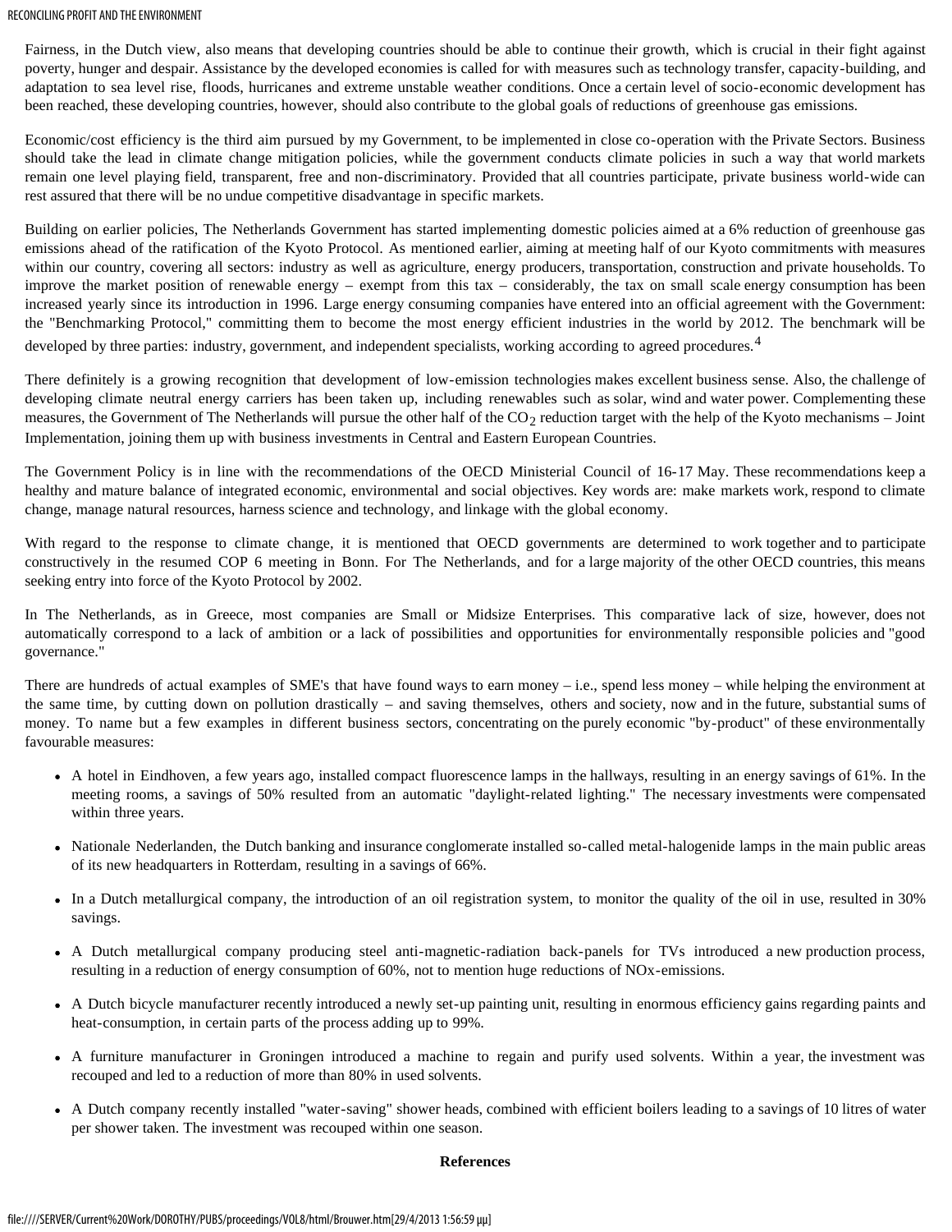Fairness, in the Dutch view, also means that developing countries should be able to continue their growth, which is crucial in their fight against poverty, hunger and despair. Assistance by the developed economies is called for with measures such as technology transfer, capacity-building, and adaptation to sea level rise, floods, hurricanes and extreme unstable weather conditions. Once a certain level of socio-economic development has been reached, these developing countries, however, should also contribute to the global goals of reductions of greenhouse gas emissions.

Economic/cost efficiency is the third aim pursued by my Government, to be implemented in close co-operation with the Private Sectors. Business should take the lead in climate change mitigation policies, while the government conducts climate policies in such a way that world markets remain one level playing field, transparent, free and non-discriminatory. Provided that all countries participate, private business world-wide can rest assured that there will be no undue competitive disadvantage in specific markets.

Building on earlier policies, The Netherlands Government has started implementing domestic policies aimed at a 6% reduction of greenhouse gas emissions ahead of the ratification of the Kyoto Protocol. As mentioned earlier, aiming at meeting half of our Kyoto commitments with measures within our country, covering all sectors: industry as well as agriculture, energy producers, transportation, construction and private households. To improve the market position of renewable energy – exempt from this tax – considerably, the tax on small scale energy consumption has been increased yearly since its introduction in 1996. Large energy consuming companies have entered into an official agreement with the Government: the "Benchmarking Protocol," committing them to become the most energy efficient industries in the world by 2012. The benchmark will be developed by three parties: industry, government, and independent specialists, working according to agreed procedures.[4]

There definitely is a growing recognition that development of low-emission technologies makes excellent business sense. Also, the challenge of developing climate neutral energy carriers has been taken up, including renewables such as solar, wind and water power. Complementing these measures, the Government of The Netherlands will pursue the other half of the $CO_2$ reduction target with the help of the Kyoto mechanisms – Joint Implementation, joining them up with business investments in Central and Eastern European Countries.

The Government Policy is in line with the recommendations of the OECD Ministerial Council of 16-17 May. These recommendations keep a healthy and mature balance of integrated economic, environmental and social objectives. Key words are: make markets work, respond to climate change, manage natural resources, harness science and technology, and linkage with the global economy.

With regard to the response to climate change, it is mentioned that OECD governments are determined to work together and to participate constructively in the resumed COP 6 meeting in Bonn. For The Netherlands, and for a large majority of the other OECD countries, this means seeking entry into force of the Kyoto Protocol by 2002.

In The Netherlands, as in Greece, most companies are Small or Midsize Enterprises. This comparative lack of size, however, does not automatically correspond to a lack of ambition or a lack of possibilities and opportunities for environmentally responsible policies and "good governance."

There are hundreds of actual examples of SME's that have found ways to earn money – i.e., spend less money – while helping the environment at the same time, by cutting down on pollution drastically – and saving themselves, others and society, now and in the future, substantial sums of money. To name but a few examples in different business sectors, concentrating on the purely economic "by-product" of these environmentally favourable measures:

- A hotel in Eindhoven, a few years ago, installed compact fluorescence lamps in the hallways, resulting in an energy savings of 61%. In the meeting rooms, a savings of 50% resulted from an automatic "daylight-related lighting." The necessary investments were compensated within three years.
- Nationale Nederlanden, the Dutch banking and insurance conglomerate installed so-called metal-halogenide lamps in the main public areas of its new headquarters in Rotterdam, resulting in a savings of 66%.
- In a Dutch metallurgical company, the introduction of an oil registration system, to monitor the quality of the oil in use, resulted in 30% savings.
- A Dutch metallurgical company producing steel anti-magnetic-radiation back-panels for TVs introduced a new production process, resulting in a reduction of energy consumption of 60%, not to mention huge reductions of NOx-emissions.
- A Dutch bicycle manufacturer recently introduced a newly set-up painting unit, resulting in enormous efficiency gains regarding paints and heat-consumption, in certain parts of the process adding up to 99%.
- A furniture manufacturer in Groningen introduced a machine to regain and purify used solvents. Within a year, the investment was recouped and led to a reduction of more than 80% in used solvents.
- A Dutch company recently installed "water-saving" shower heads, combined with efficient boilers leading to a savings of 10 litres of water per shower taken. The investment was recouped within one season.

**References**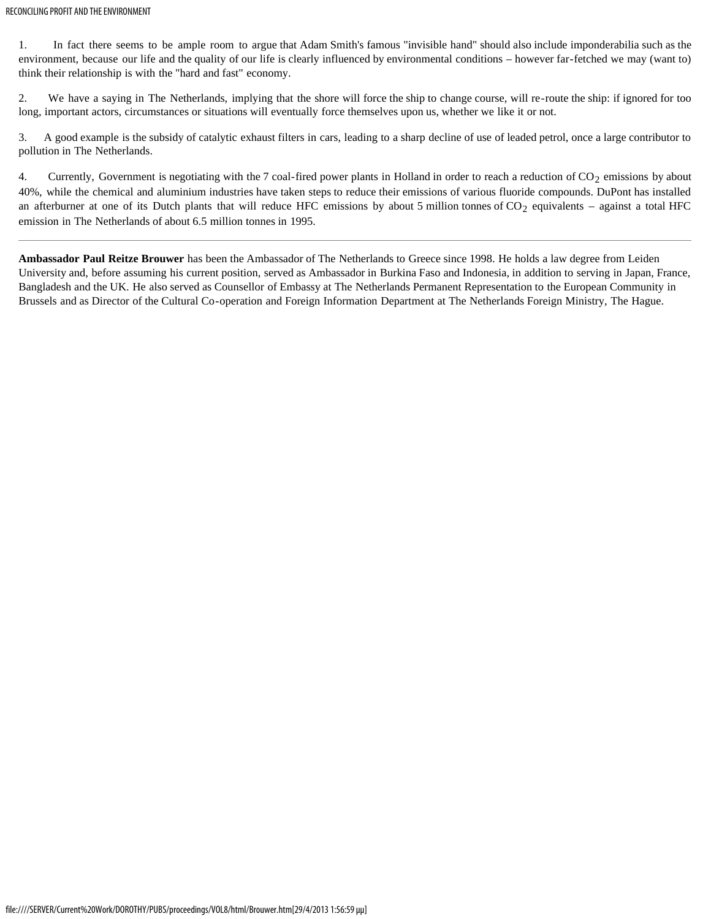1. In fact there seems to be ample room to argue that Adam Smith's famous "invisible hand" should also include imponderabilia such as the environment, because our life and the quality of our life is clearly influenced by environmental conditions – however far-fetched we may (want to) think their relationship is with the "hard and fast" economy.

2. We have a saying in The Netherlands, implying that the shore will force the ship to change course, will re-route the ship: if ignored for too long, important actors, circumstances or situations will eventually force themselves upon us, whether we like it or not.

3. A good example is the subsidy of catalytic exhaust filters in cars, leading to a sharp decline of use of leaded petrol, once a large contributor to pollution in The Netherlands.

4. Currently, Government is negotiating with the 7 coal-fired power plants in Holland in order to reach a reduction of $CO_2$ emissions by about 40%, while the chemical and aluminium industries have taken steps to reduce their emissions of various fluoride compounds. DuPont has installed an afterburner at one of its Dutch plants that will reduce HFC emissions by about 5 million tonnes of $CO_2$ equivalents – against a total HFC emission in The Netherlands of about 6.5 million tonnes in 1995.

---

**Ambassador Paul Reitze Brouwer** has been the Ambassador of The Netherlands to Greece since 1998. He holds a law degree from Leiden University and, before assuming his current position, served as Ambassador in Burkina Faso and Indonesia, in addition to serving in Japan, France, Bangladesh and the UK. He also served as Counsellor of Embassy at The Netherlands Permanent Representation to the European Community in Brussels and as Director of the Cultural Co-operation and Foreign Information Department at The Netherlands Foreign Ministry, The Hague.